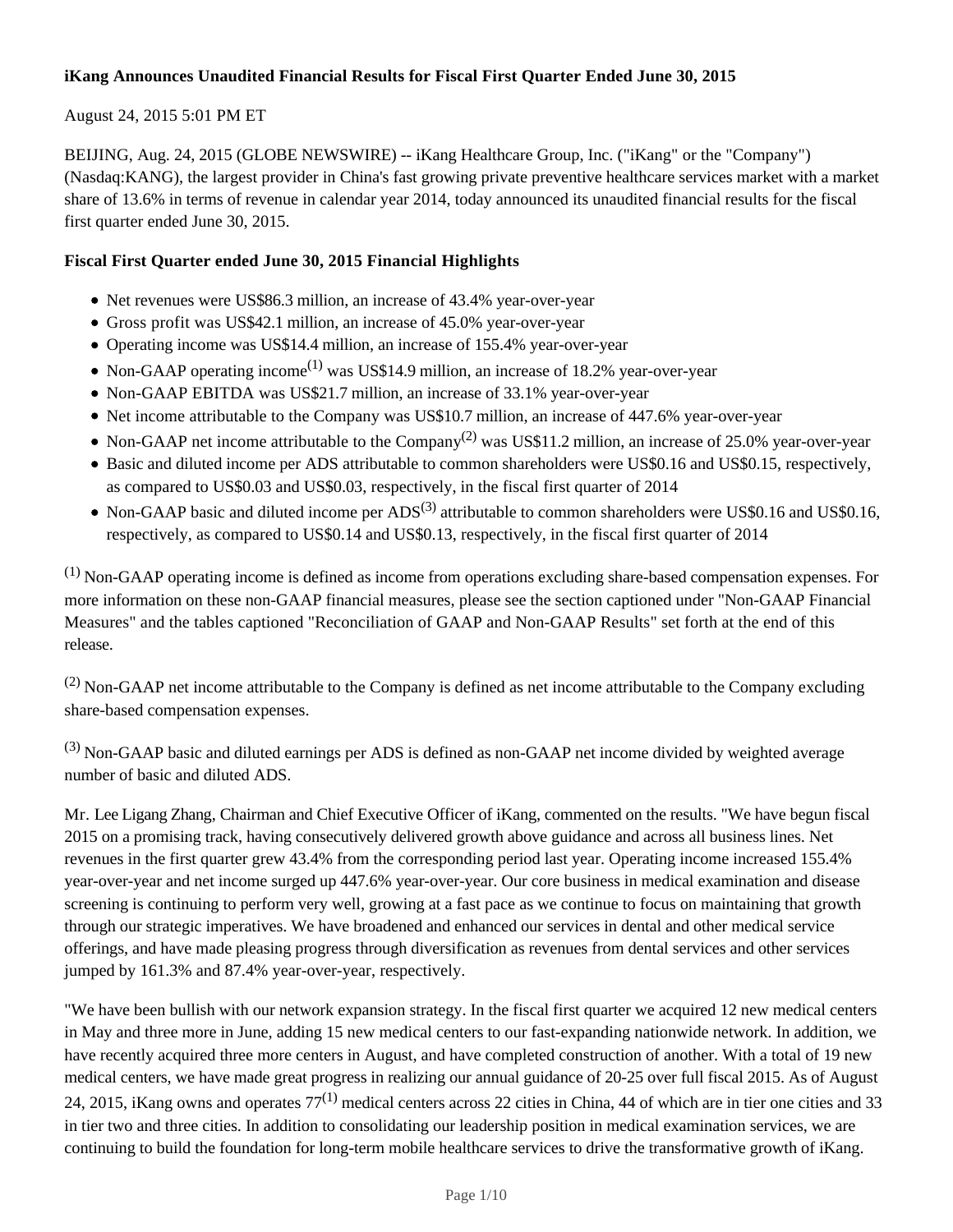# iKang Announces Unaudited Financial Results for Fiscal First Quarter Ended June 30, 2015

August 24, 2015 5:01 PM ET

BEIJING, Aug. 24, 2015 (GLOBE NEWSWIRE) -- iKang Healthcare Group, Inc. ("iKang" or the "Company") (Nasdaq:KANG), the largest provider in China's fast growing private preventive healthcare services market with a market share of 13.6% in terms of revenue in calendar year 2014, today announced its unaudited financial results for the fiscal first quarter ended June 30, 2015.

## Fiscal First Quarter ended June 30, 2015 Financial Highlights

- Net revenues were US$86.3 million, an increase of 43.4% year-over-year
- Gross profit was US$42.1 million, an increase of 45.0% year-over-year
- Operating income was US$14.4 million, an increase of 155.4% year-over-year
- Non-GAAP operating income[(1)] was US$14.9 million, an increase of 18.2% year-over-year
- Non-GAAP EBITDA was US$21.7 million, an increase of 33.1% year-over-year
- Net income attributable to the Company was US$10.7 million, an increase of 447.6% year-over-year
- Non-GAAP net income attributable to the Company[(2)] was US$11.2 million, an increase of 25.0% year-over-year
- Basic and diluted income per ADS attributable to common shareholders were US$0.16 and US$0.15, respectively, as compared to US$0.03 and US$0.03, respectively, in the fiscal first quarter of 2014
- Non-GAAP basic and diluted income per ADS[(3)] attributable to common shareholders were US$0.16 and US$0.16, respectively, as compared to US$0.14 and US$0.13, respectively, in the fiscal first quarter of 2014

[(1)] Non-GAAP operating income is defined as income from operations excluding share-based compensation expenses. For more information on these non-GAAP financial measures, please see the section captioned under "Non-GAAP Financial Measures" and the tables captioned "Reconciliation of GAAP and Non-GAAP Results" set forth at the end of this release.

[(2)] Non-GAAP net income attributable to the Company is defined as net income attributable to the Company excluding share-based compensation expenses.

[(3)] Non-GAAP basic and diluted earnings per ADS is defined as non-GAAP net income divided by weighted average number of basic and diluted ADS.

Mr. Lee Ligang Zhang, Chairman and Chief Executive Officer of iKang, commented on the results. "We have begun fiscal 2015 on a promising track, having consecutively delivered growth above guidance and across all business lines. Net revenues in the first quarter grew 43.4% from the corresponding period last year. Operating income increased 155.4% year-over-year and net income surged up 447.6% year-over-year. Our core business in medical examination and disease screening is continuing to perform very well, growing at a fast pace as we continue to focus on maintaining that growth through our strategic imperatives. We have broadened and enhanced our services in dental and other medical service offerings, and have made pleasing progress through diversification as revenues from dental services and other services jumped by 161.3% and 87.4% year-over-year, respectively.

"We have been bullish with our network expansion strategy. In the fiscal first quarter we acquired 12 new medical centers in May and three more in June, adding 15 new medical centers to our fast-expanding nationwide network. In addition, we have recently acquired three more centers in August, and have completed construction of another. With a total of 19 new medical centers, we have made great progress in realizing our annual guidance of 20-25 over full fiscal 2015. As of August 24, 2015, iKang owns and operates 77[(1)] medical centers across 22 cities in China, 44 of which are in tier one cities and 33 in tier two and three cities. In addition to consolidating our leadership position in medical examination services, we are continuing to build the foundation for long-term mobile healthcare services to drive the transformative growth of iKang.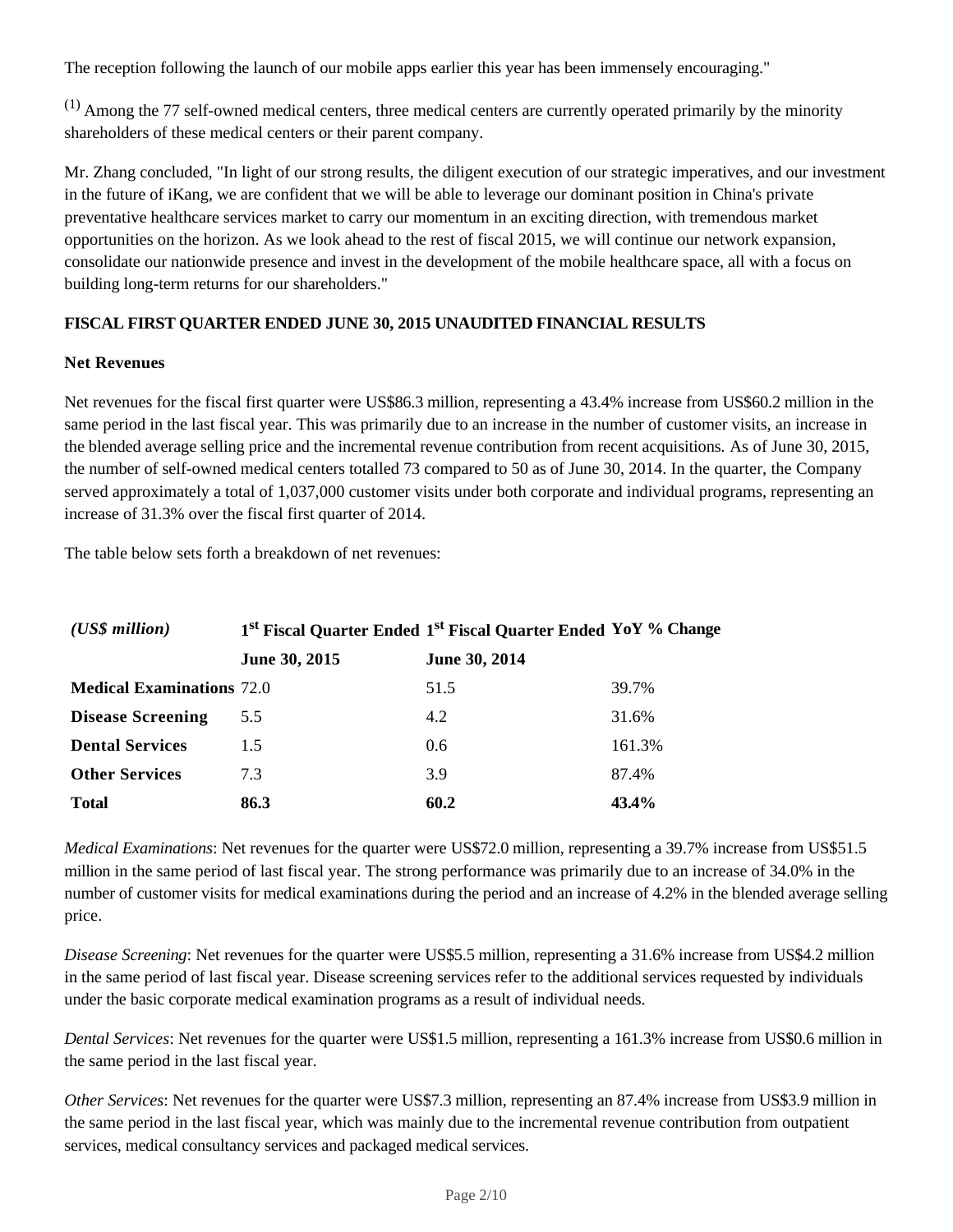The reception following the launch of our mobile apps earlier this year has been immensely encouraging."

[1] Among the 77 self-owned medical centers, three medical centers are currently operated primarily by the minority shareholders of these medical centers or their parent company.

Mr. Zhang concluded, "In light of our strong results, the diligent execution of our strategic imperatives, and our investment in the future of iKang, we are confident that we will be able to leverage our dominant position in China's private preventative healthcare services market to carry our momentum in an exciting direction, with tremendous market opportunities on the horizon. As we look ahead to the rest of fiscal 2015, we will continue our network expansion, consolidate our nationwide presence and invest in the development of the mobile healthcare space, all with a focus on building long-term returns for our shareholders."

**FISCAL FIRST QUARTER ENDED JUNE 30, 2015 UNAUDITED FINANCIAL RESULTS**

**Net Revenues**

Net revenues for the fiscal first quarter were US$86.3 million, representing a 43.4% increase from US$60.2 million in the same period in the last fiscal year. This was primarily due to an increase in the number of customer visits, an increase in the blended average selling price and the incremental revenue contribution from recent acquisitions. As of June 30, 2015, the number of self-owned medical centers totalled 73 compared to 50 as of June 30, 2014. In the quarter, the Company served approximately a total of 1,037,000 customer visits under both corporate and individual programs, representing an increase of 31.3% over the fiscal first quarter of 2014.

The table below sets forth a breakdown of net revenues:

| *(US$ million)* | **1st Fiscal Quarter Ended June 30, 2015** | **1st Fiscal Quarter Ended June 30, 2014** | **YoY % Change** |
|---|---|---|---|
| **Medical Examinations** | 72.0 | 51.5 | 39.7% |
| **Disease Screening** | 5.5 | 4.2 | 31.6% |
| **Dental Services** | 1.5 | 0.6 | 161.3% |
| **Other Services** | 7.3 | 3.9 | 87.4% |
| **Total** | **86.3** | **60.2** | **43.4%** |

*Medical Examinations*: Net revenues for the quarter were US$72.0 million, representing a 39.7% increase from US$51.5 million in the same period of last fiscal year. The strong performance was primarily due to an increase of 34.0% in the number of customer visits for medical examinations during the period and an increase of 4.2% in the blended average selling price.

*Disease Screening*: Net revenues for the quarter were US$5.5 million, representing a 31.6% increase from US$4.2 million in the same period of last fiscal year. Disease screening services refer to the additional services requested by individuals under the basic corporate medical examination programs as a result of individual needs.

*Dental Services*: Net revenues for the quarter were US$1.5 million, representing a 161.3% increase from US$0.6 million in the same period in the last fiscal year.

*Other Services*: Net revenues for the quarter were US$7.3 million, representing an 87.4% increase from US$3.9 million in the same period in the last fiscal year, which was mainly due to the incremental revenue contribution from outpatient services, medical consultancy services and packaged medical services.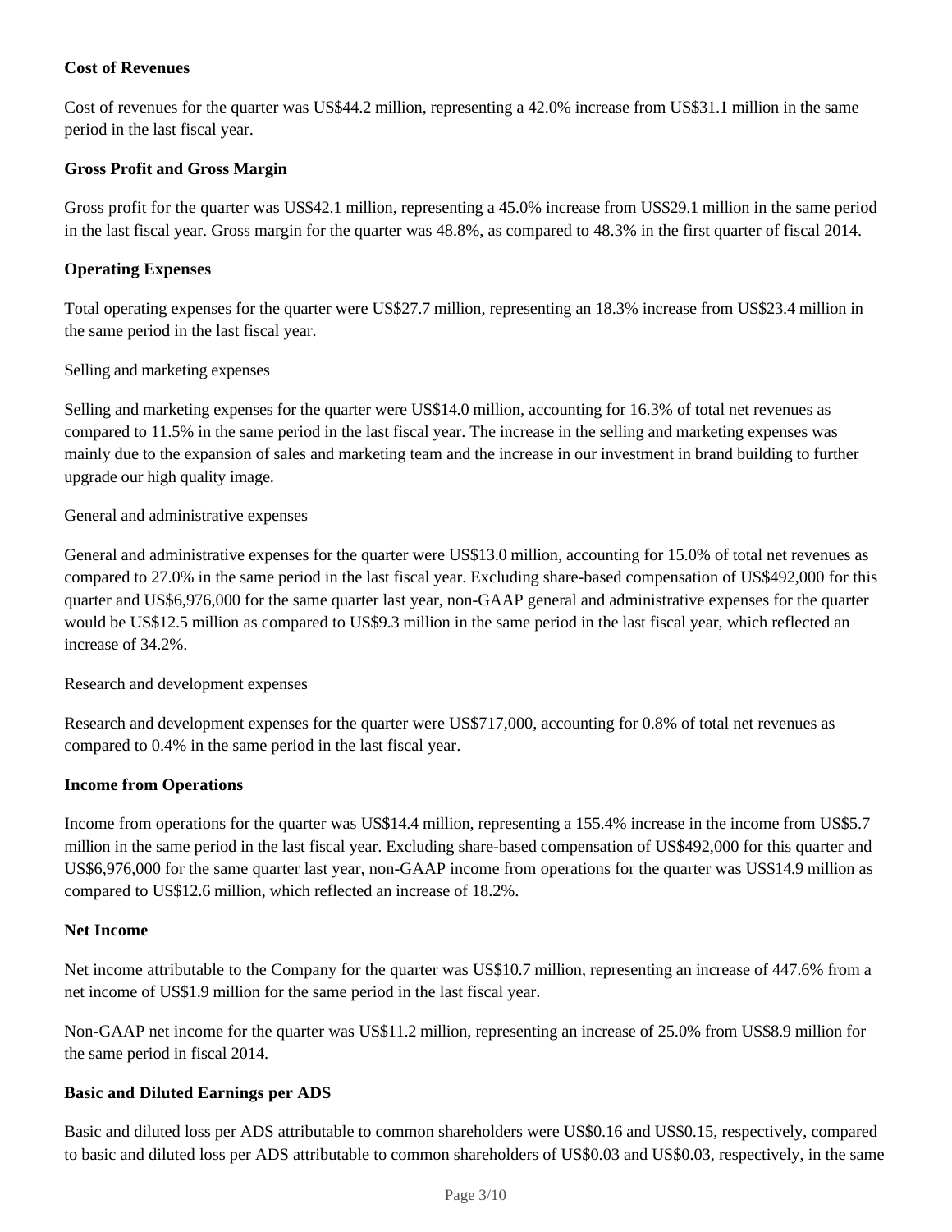**Cost of Revenues**

Cost of revenues for the quarter was US$44.2 million, representing a 42.0% increase from US$31.1 million in the same period in the last fiscal year.

**Gross Profit and Gross Margin**

Gross profit for the quarter was US$42.1 million, representing a 45.0% increase from US$29.1 million in the same period in the last fiscal year. Gross margin for the quarter was 48.8%, as compared to 48.3% in the first quarter of fiscal 2014.

**Operating Expenses**

Total operating expenses for the quarter were US$27.7 million, representing an 18.3% increase from US$23.4 million in the same period in the last fiscal year.

Selling and marketing expenses

Selling and marketing expenses for the quarter were US$14.0 million, accounting for 16.3% of total net revenues as compared to 11.5% in the same period in the last fiscal year. The increase in the selling and marketing expenses was mainly due to the expansion of sales and marketing team and the increase in our investment in brand building to further upgrade our high quality image.

General and administrative expenses

General and administrative expenses for the quarter were US$13.0 million, accounting for 15.0% of total net revenues as compared to 27.0% in the same period in the last fiscal year. Excluding share-based compensation of US$492,000 for this quarter and US$6,976,000 for the same quarter last year, non-GAAP general and administrative expenses for the quarter would be US$12.5 million as compared to US$9.3 million in the same period in the last fiscal year, which reflected an increase of 34.2%.

Research and development expenses

Research and development expenses for the quarter were US$717,000, accounting for 0.8% of total net revenues as compared to 0.4% in the same period in the last fiscal year.

**Income from Operations**

Income from operations for the quarter was US$14.4 million, representing a 155.4% increase in the income from US$5.7 million in the same period in the last fiscal year. Excluding share-based compensation of US$492,000 for this quarter and US$6,976,000 for the same quarter last year, non-GAAP income from operations for the quarter was US$14.9 million as compared to US$12.6 million, which reflected an increase of 18.2%.

**Net Income**

Net income attributable to the Company for the quarter was US$10.7 million, representing an increase of 447.6% from a net income of US$1.9 million for the same period in the last fiscal year.

Non-GAAP net income for the quarter was US$11.2 million, representing an increase of 25.0% from US$8.9 million for the same period in fiscal 2014.

**Basic and Diluted Earnings per ADS**

Basic and diluted loss per ADS attributable to common shareholders were US$0.16 and US$0.15, respectively, compared to basic and diluted loss per ADS attributable to common shareholders of US$0.03 and US$0.03, respectively, in the same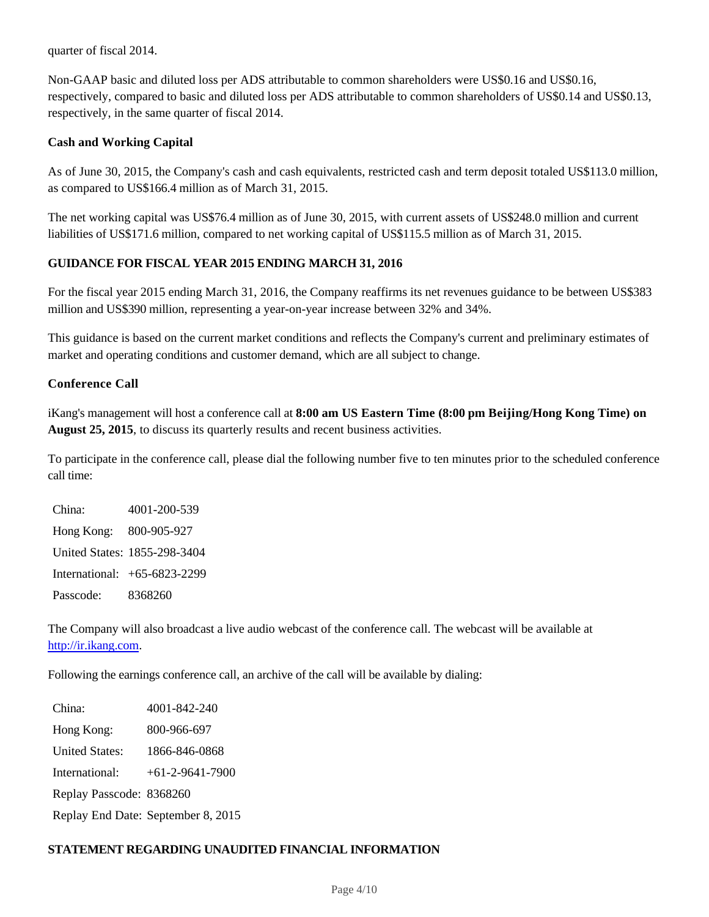quarter of fiscal 2014.

Non-GAAP basic and diluted loss per ADS attributable to common shareholders were US$0.16 and US$0.16, respectively, compared to basic and diluted loss per ADS attributable to common shareholders of US$0.14 and US$0.13, respectively, in the same quarter of fiscal 2014.

**Cash and Working Capital**

As of June 30, 2015, the Company's cash and cash equivalents, restricted cash and term deposit totaled US$113.0 million, as compared to US$166.4 million as of March 31, 2015.

The net working capital was US$76.4 million as of June 30, 2015, with current assets of US$248.0 million and current liabilities of US$171.6 million, compared to net working capital of US$115.5 million as of March 31, 2015.

**GUIDANCE FOR FISCAL YEAR 2015 ENDING MARCH 31, 2016**

For the fiscal year 2015 ending March 31, 2016, the Company reaffirms its net revenues guidance to be between US$383 million and US$390 million, representing a year-on-year increase between 32% and 34%.

This guidance is based on the current market conditions and reflects the Company's current and preliminary estimates of market and operating conditions and customer demand, which are all subject to change.

**Conference Call**

iKang's management will host a conference call at **8:00 am US Eastern Time (8:00 pm Beijing/Hong Kong Time) on August 25, 2015**, to discuss its quarterly results and recent business activities.

To participate in the conference call, please dial the following number five to ten minutes prior to the scheduled conference call time:

| | |
|---|---|
| China: | 4001-200-539 |
| Hong Kong: | 800-905-927 |
| United States: | 1855-298-3404 |
| International: | +65-6823-2299 |
| Passcode: | 8368260 |

The Company will also broadcast a live audio webcast of the conference call. The webcast will be available at [http://ir.ikang.com](http://ir.ikang.com).

Following the earnings conference call, an archive of the call will be available by dialing:

| | |
|---|---|
| China: | 4001-842-240 |
| Hong Kong: | 800-966-697 |
| United States: | 1866-846-0868 |
| International: | +61-2-9641-7900 |
| Replay Passcode: | 8368260 |
| Replay End Date: | September 8, 2015 |

**STATEMENT REGARDING UNAUDITED FINANCIAL INFORMATION**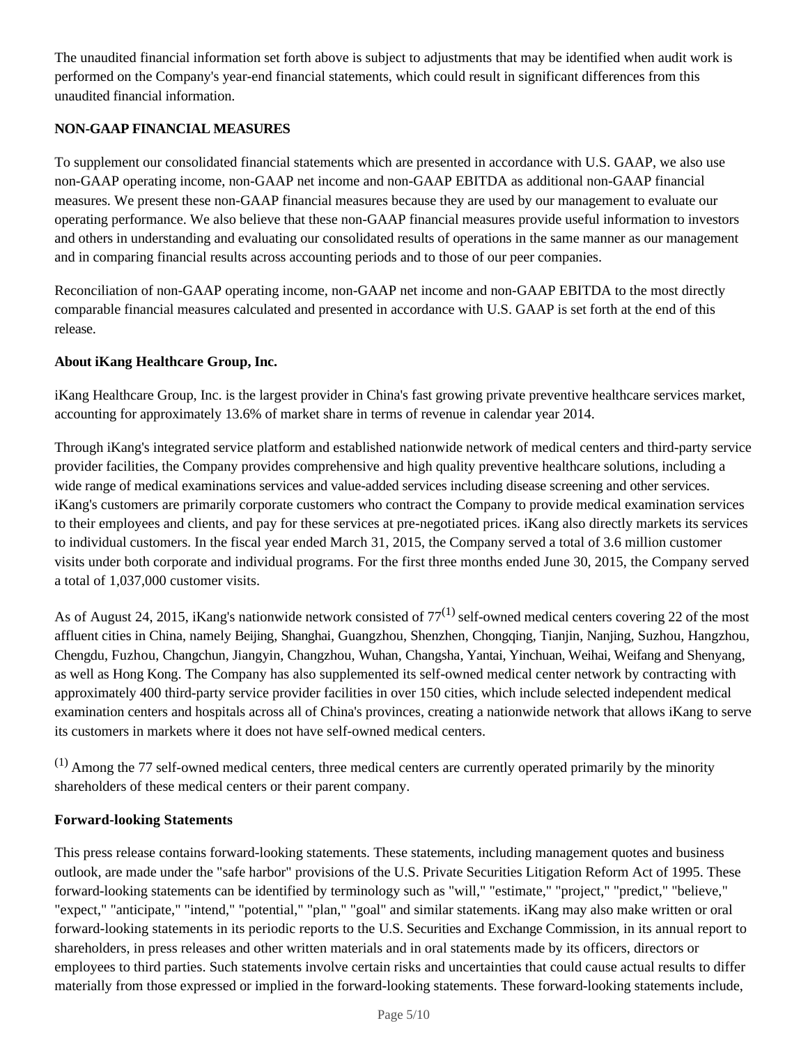The unaudited financial information set forth above is subject to adjustments that may be identified when audit work is performed on the Company's year-end financial statements, which could result in significant differences from this unaudited financial information.

**NON-GAAP FINANCIAL MEASURES**

To supplement our consolidated financial statements which are presented in accordance with U.S. GAAP, we also use non-GAAP operating income, non-GAAP net income and non-GAAP EBITDA as additional non-GAAP financial measures. We present these non-GAAP financial measures because they are used by our management to evaluate our operating performance. We also believe that these non-GAAP financial measures provide useful information to investors and others in understanding and evaluating our consolidated results of operations in the same manner as our management and in comparing financial results across accounting periods and to those of our peer companies.

Reconciliation of non-GAAP operating income, non-GAAP net income and non-GAAP EBITDA to the most directly comparable financial measures calculated and presented in accordance with U.S. GAAP is set forth at the end of this release.

**About iKang Healthcare Group, Inc.**

iKang Healthcare Group, Inc. is the largest provider in China's fast growing private preventive healthcare services market, accounting for approximately 13.6% of market share in terms of revenue in calendar year 2014.

Through iKang's integrated service platform and established nationwide network of medical centers and third-party service provider facilities, the Company provides comprehensive and high quality preventive healthcare solutions, including a wide range of medical examinations services and value-added services including disease screening and other services. iKang's customers are primarily corporate customers who contract the Company to provide medical examination services to their employees and clients, and pay for these services at pre-negotiated prices. iKang also directly markets its services to individual customers. In the fiscal year ended March 31, 2015, the Company served a total of 3.6 million customer visits under both corporate and individual programs. For the first three months ended June 30, 2015, the Company served a total of 1,037,000 customer visits.

As of August 24, 2015, iKang's nationwide network consisted of 77(1) self-owned medical centers covering 22 of the most affluent cities in China, namely Beijing, Shanghai, Guangzhou, Shenzhen, Chongqing, Tianjin, Nanjing, Suzhou, Hangzhou, Chengdu, Fuzhou, Changchun, Jiangyin, Changzhou, Wuhan, Changsha, Yantai, Yinchuan, Weihai, Weifang and Shenyang, as well as Hong Kong. The Company has also supplemented its self-owned medical center network by contracting with approximately 400 third-party service provider facilities in over 150 cities, which include selected independent medical examination centers and hospitals across all of China's provinces, creating a nationwide network that allows iKang to serve its customers in markets where it does not have self-owned medical centers.

(1) Among the 77 self-owned medical centers, three medical centers are currently operated primarily by the minority shareholders of these medical centers or their parent company.

**Forward-looking Statements**

This press release contains forward-looking statements. These statements, including management quotes and business outlook, are made under the "safe harbor" provisions of the U.S. Private Securities Litigation Reform Act of 1995. These forward-looking statements can be identified by terminology such as "will," "estimate," "project," "predict," "believe," "expect," "anticipate," "intend," "potential," "plan," "goal" and similar statements. iKang may also make written or oral forward-looking statements in its periodic reports to the U.S. Securities and Exchange Commission, in its annual report to shareholders, in press releases and other written materials and in oral statements made by its officers, directors or employees to third parties. Such statements involve certain risks and uncertainties that could cause actual results to differ materially from those expressed or implied in the forward-looking statements. These forward-looking statements include,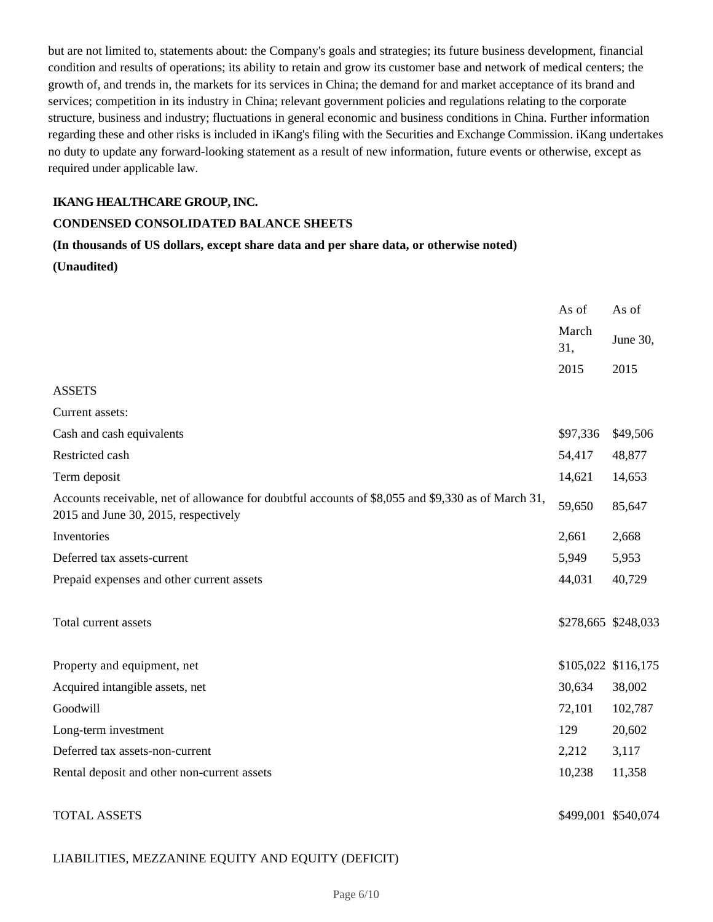but are not limited to, statements about: the Company's goals and strategies; its future business development, financial condition and results of operations; its ability to retain and grow its customer base and network of medical centers; the growth of, and trends in, the markets for its services in China; the demand for and market acceptance of its brand and services; competition in its industry in China; relevant government policies and regulations relating to the corporate structure, business and industry; fluctuations in general economic and business conditions in China. Further information regarding these and other risks is included in iKang's filing with the Securities and Exchange Commission. iKang undertakes no duty to update any forward-looking statement as a result of new information, future events or otherwise, except as required under applicable law.

**IKANG HEALTHCARE GROUP, INC.**

**CONDENSED CONSOLIDATED BALANCE SHEETS**

**(In thousands of US dollars, except share data and per share data, or otherwise noted)**

**(Unaudited)**

| | As of March 31, 2015 | As of June 30, 2015 |
|---|---|---|
| ASSETS | | |
| Current assets: | | |
| Cash and cash equivalents | $97,336 | $49,506 |
| Restricted cash | 54,417 | 48,877 |
| Term deposit | 14,621 | 14,653 |
| Accounts receivable, net of allowance for doubtful accounts of $8,055 and $9,330 as of March 31, 2015 and June 30, 2015, respectively | 59,650 | 85,647 |
| Inventories | 2,661 | 2,668 |
| Deferred tax assets-current | 5,949 | 5,953 |
| Prepaid expenses and other current assets | 44,031 | 40,729 |
| Total current assets | $278,665 | $248,033 |
| Property and equipment, net | $105,022 | $116,175 |
| Acquired intangible assets, net | 30,634 | 38,002 |
| Goodwill | 72,101 | 102,787 |
| Long-term investment | 129 | 20,602 |
| Deferred tax assets-non-current | 2,212 | 3,117 |
| Rental deposit and other non-current assets | 10,238 | 11,358 |
| TOTAL ASSETS | $499,001 | $540,074 |

LIABILITIES, MEZZANINE EQUITY AND EQUITY (DEFICIT)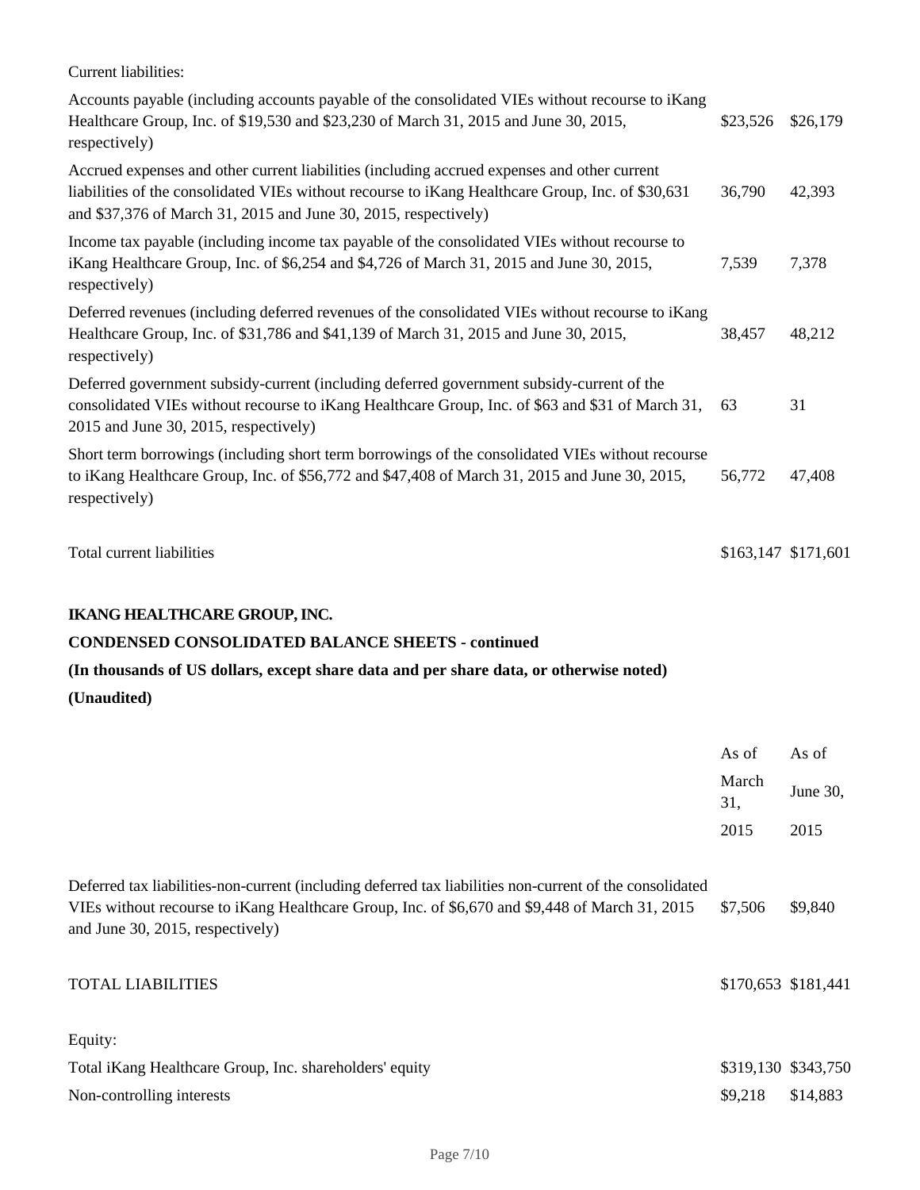| | | |
|---|---|---|
| Current liabilities: | | |
| Accounts payable (including accounts payable of the consolidated VIEs without recourse to iKang Healthcare Group, Inc. of $19,530 and $23,230 of March 31, 2015 and June 30, 2015, respectively) | $23,526 | $26,179 |
| Accrued expenses and other current liabilities (including accrued expenses and other current liabilities of the consolidated VIEs without recourse to iKang Healthcare Group, Inc. of $30,631 and $37,376 of March 31, 2015 and June 30, 2015, respectively) | 36,790 | 42,393 |
| Income tax payable (including income tax payable of the consolidated VIEs without recourse to iKang Healthcare Group, Inc. of $6,254 and $4,726 of March 31, 2015 and June 30, 2015, respectively) | 7,539 | 7,378 |
| Deferred revenues (including deferred revenues of the consolidated VIEs without recourse to iKang Healthcare Group, Inc. of $31,786 and $41,139 of March 31, 2015 and June 30, 2015, respectively) | 38,457 | 48,212 |
| Deferred government subsidy-current (including deferred government subsidy-current of the consolidated VIEs without recourse to iKang Healthcare Group, Inc. of $63 and $31 of March 31, 2015 and June 30, 2015, respectively) | 63 | 31 |
| Short term borrowings (including short term borrowings of the consolidated VIEs without recourse to iKang Healthcare Group, Inc. of $56,772 and $47,408 of March 31, 2015 and June 30, 2015, respectively) | 56,772 | 47,408 |
| Total current liabilities | $163,147 | $171,601 |

**IKANG HEALTHCARE GROUP, INC.**

**CONDENSED CONSOLIDATED BALANCE SHEETS - continued**

**(In thousands of US dollars, except share data and per share data, or otherwise noted)**

**(Unaudited)**

| | As of March 31, 2015 | As of June 30, 2015 |
|---|---|---|
| Deferred tax liabilities-non-current (including deferred tax liabilities non-current of the consolidated VIEs without recourse to iKang Healthcare Group, Inc. of $6,670 and $9,448 of March 31, 2015 and June 30, 2015, respectively) | $7,506 | $9,840 |
| TOTAL LIABILITIES | $170,653 | $181,441 |
| Equity: | | |
| Total iKang Healthcare Group, Inc. shareholders' equity | $319,130 | $343,750 |
| Non-controlling interests | $9,218 | $14,883 |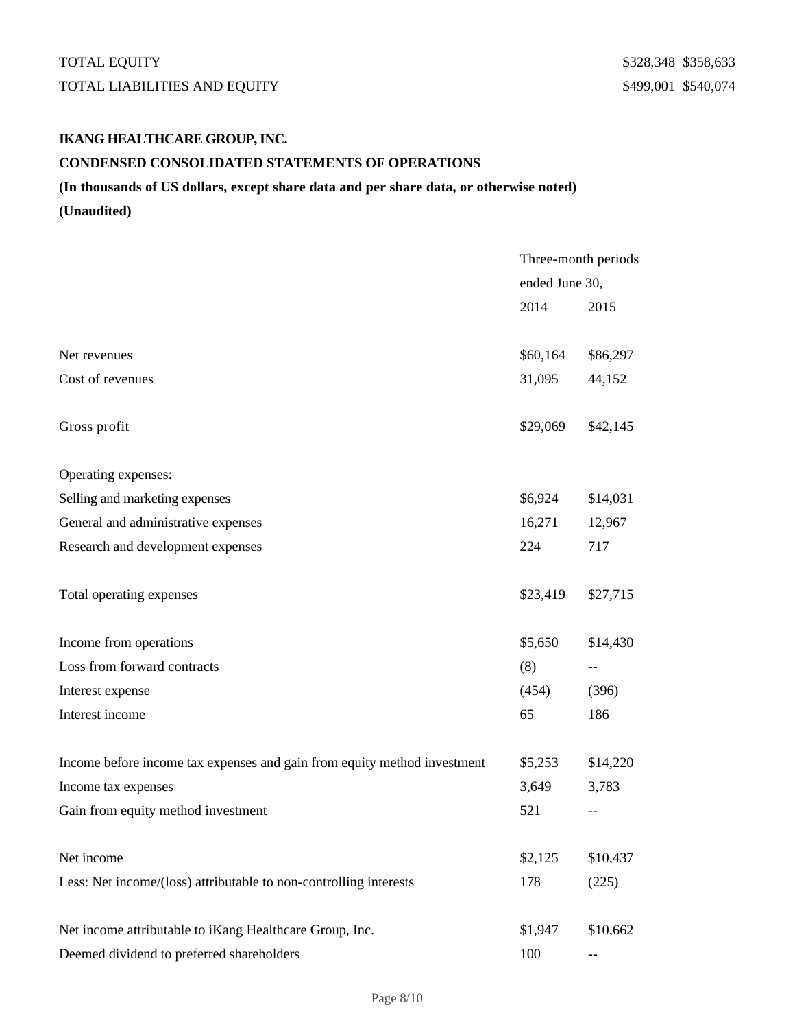| | | |
|---|---|---|
| TOTAL EQUITY | $328,348 | $358,633 |
| TOTAL LIABILITIES AND EQUITY | $499,001 | $540,074 |

**IKANG HEALTHCARE GROUP, INC.**

**CONDENSED CONSOLIDATED STATEMENTS OF OPERATIONS**

**(In thousands of US dollars, except share data and per share data, or otherwise noted)**

**(Unaudited)**

| | Three-month periods ended June 30, | |
|---|---|---|
| | 2014 | 2015 |
| Net revenues | $60,164 | $86,297 |
| Cost of revenues | 31,095 | 44,152 |
| Gross profit | $29,069 | $42,145 |
| Operating expenses: | | |
| Selling and marketing expenses | $6,924 | $14,031 |
| General and administrative expenses | 16,271 | 12,967 |
| Research and development expenses | 224 | 717 |
| Total operating expenses | $23,419 | $27,715 |
| Income from operations | $5,650 | $14,430 |
| Loss from forward contracts | (8) | -- |
| Interest expense | (454) | (396) |
| Interest income | 65 | 186 |
| Income before income tax expenses and gain from equity method investment | $5,253 | $14,220 |
| Income tax expenses | 3,649 | 3,783 |
| Gain from equity method investment | 521 | -- |
| Net income | $2,125 | $10,437 |
| Less: Net income/(loss) attributable to non-controlling interests | 178 | (225) |
| Net income attributable to iKang Healthcare Group, Inc. | $1,947 | $10,662 |
| Deemed dividend to preferred shareholders | 100 | -- |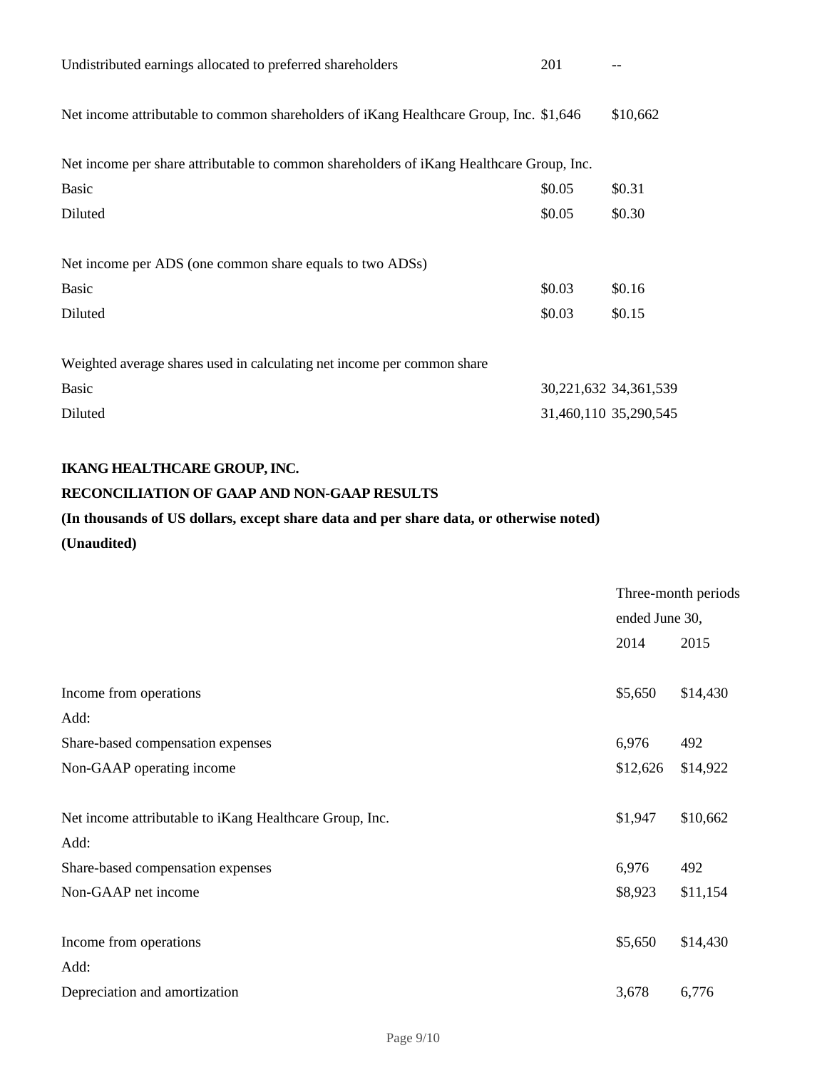| | | |
|---|---|---|
| Undistributed earnings allocated to preferred shareholders | 201 | -- |
| Net income attributable to common shareholders of iKang Healthcare Group, Inc. | $1,646 | $10,662 |
| Net income per share attributable to common shareholders of iKang Healthcare Group, Inc. | | |
| Basic | $0.05 | $0.31 |
| Diluted | $0.05 | $0.30 |
| Net income per ADS (one common share equals to two ADSs) | | |
| Basic | $0.03 | $0.16 |
| Diluted | $0.03 | $0.15 |
| Weighted average shares used in calculating net income per common share | | |
| Basic | 30,221,632 | 34,361,539 |
| Diluted | 31,460,110 | 35,290,545 |

**IKANG HEALTHCARE GROUP, INC.**

**RECONCILIATION OF GAAP AND NON-GAAP RESULTS**

**(In thousands of US dollars, except share data and per share data, or otherwise noted)**

**(Unaudited)**

| | Three-month periods ended June 30, | |
|---|---|---|
| | 2014 | 2015 |
| Income from operations | $5,650 | $14,430 |
| Add: | | |
| Share-based compensation expenses | 6,976 | 492 |
| Non-GAAP operating income | $12,626 | $14,922 |
| | | |
| Net income attributable to iKang Healthcare Group, Inc. | $1,947 | $10,662 |
| Add: | | |
| Share-based compensation expenses | 6,976 | 492 |
| Non-GAAP net income | $8,923 | $11,154 |
| | | |
| Income from operations | $5,650 | $14,430 |
| Add: | | |
| Depreciation and amortization | 3,678 | 6,776 |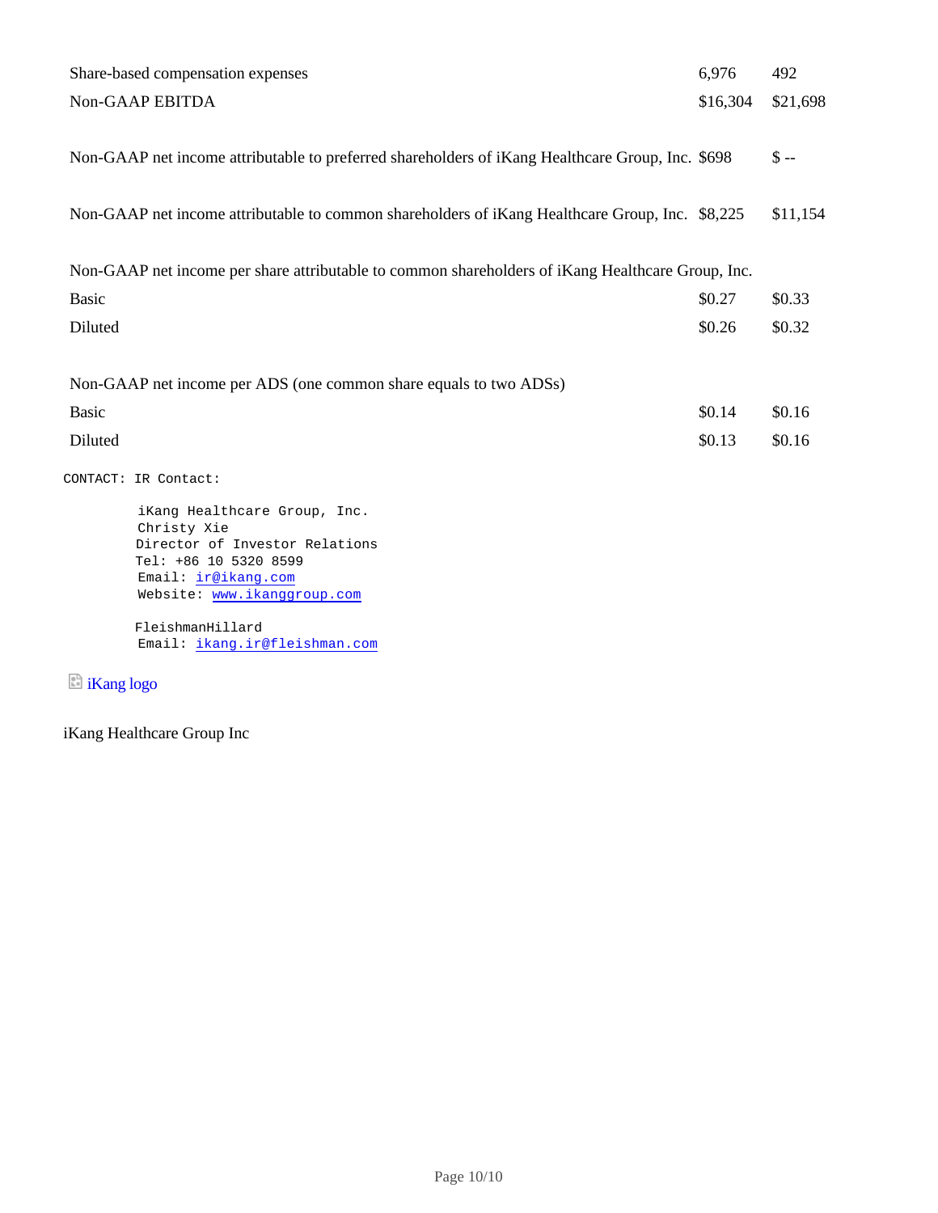| | | |
|---|---|---|
| Share-based compensation expenses | 6,976 | 492 |
| Non-GAAP EBITDA | $16,304 | $21,698 |
| | | |
| Non-GAAP net income attributable to preferred shareholders of iKang Healthcare Group, Inc. | $698 | $ -- |
| | | |
| Non-GAAP net income attributable to common shareholders of iKang Healthcare Group, Inc. | $8,225 | $11,154 |
| | | |
| Non-GAAP net income per share attributable to common shareholders of iKang Healthcare Group, Inc. | | |
| Basic | $0.27 | $0.33 |
| Diluted | $0.26 | $0.32 |
| | | |
| Non-GAAP net income per ADS (one common share equals to two ADSs) | | |
| Basic | $0.14 | $0.16 |
| Diluted | $0.13 | $0.16 |

CONTACT: IR Contact:

iKang Healthcare Group, Inc.
Christy Xie
Director of Investor Relations
Tel: +86 10 5320 8599
Email: ir@ikang.com
Website: www.ikanggroup.com

FleishmanHillard
Email: ikang.ir@fleishman.com

iKang logo

iKang Healthcare Group Inc